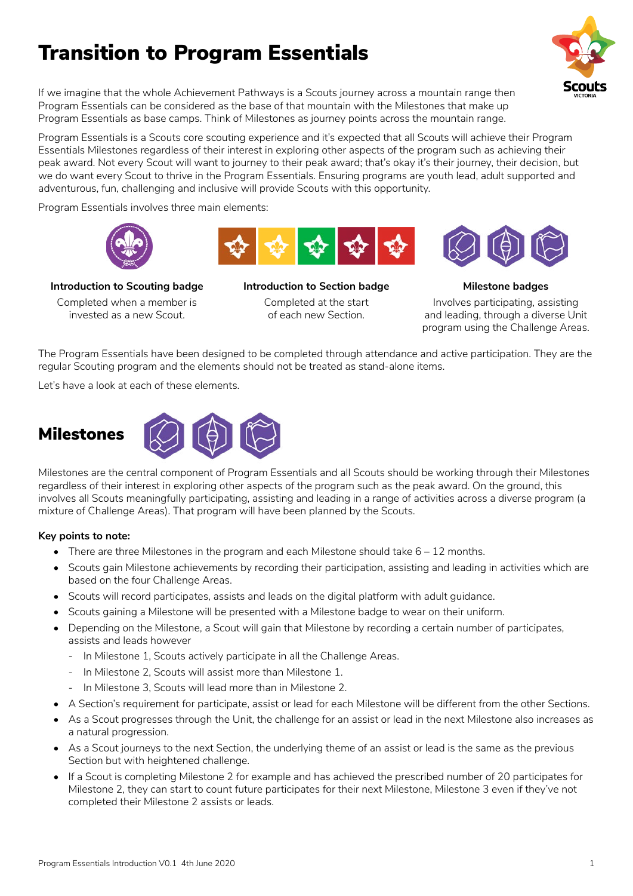# Transition to Program Essentials

If we imagine that the whole Achievement Pathways is a Scouts journey across a mountain range then Program Essentials can be considered as the base of that mountain with the Milestones that make up Program Essentials as base camps. Think of Milestones as journey points across the mountain range.

Program Essentials is a Scouts core scouting experience and it's expected that all Scouts will achieve their Program Essentials Milestones regardless of their interest in exploring other aspects of the program such as achieving their peak award. Not every Scout will want to journey to their peak award; that's okay it's their journey, their decision, but we do want every Scout to thrive in the Program Essentials. Ensuring programs are youth lead, adult supported and adventurous, fun, challenging and inclusive will provide Scouts with this opportunity.

Program Essentials involves three main elements:

**Introduction to Scouting badge**

Completed when a member is invested as a new Scout.

**Introduction to Section badge**

Completed at the start of each new Section.

**Milestone badges**

Involves participating, assisting and leading, through a diverse Unit program using the Challenge Areas.

The Program Essentials have been designed to be completed through attendance and active participation. They are the regular Scouting program and the elements should not be treated as stand-alone items.

Let's have a look at each of these elements.

## Milestones

Milestones are the central component of Program Essentials and all Scouts should be working through their Milestones regardless of their interest in exploring other aspects of the program such as the peak award. On the ground, this involves all Scouts meaningfully participating, assisting and leading in a range of activities across a diverse program (a mixture of Challenge Areas). That program will have been planned by the Scouts.

**Key points to note:**

- There are three Milestones in the program and each Milestone should take 6 – 12 months.
- Scouts gain Milestone achievements by recording their participation, assisting and leading in activities which are based on the four Challenge Areas.
- Scouts will record participates, assists and leads on the digital platform with adult guidance.
- Scouts gaining a Milestone will be presented with a Milestone badge to wear on their uniform.
- Depending on the Milestone, a Scout will gain that Milestone by recording a certain number of participates, assists and leads however
  - In Milestone 1, Scouts actively participate in all the Challenge Areas.
  - In Milestone 2, Scouts will assist more than Milestone 1.
  - In Milestone 3, Scouts will lead more than in Milestone 2.
- A Section's requirement for participate, assist or lead for each Milestone will be different from the other Sections.
- As a Scout progresses through the Unit, the challenge for an assist or lead in the next Milestone also increases as a natural progression.
- As a Scout journeys to the next Section, the underlying theme of an assist or lead is the same as the previous Section but with heightened challenge.
- If a Scout is completing Milestone 2 for example and has achieved the prescribed number of 20 participates for Milestone 2, they can start to count future participates for their next Milestone, Milestone 3 even if they've not completed their Milestone 2 assists or leads.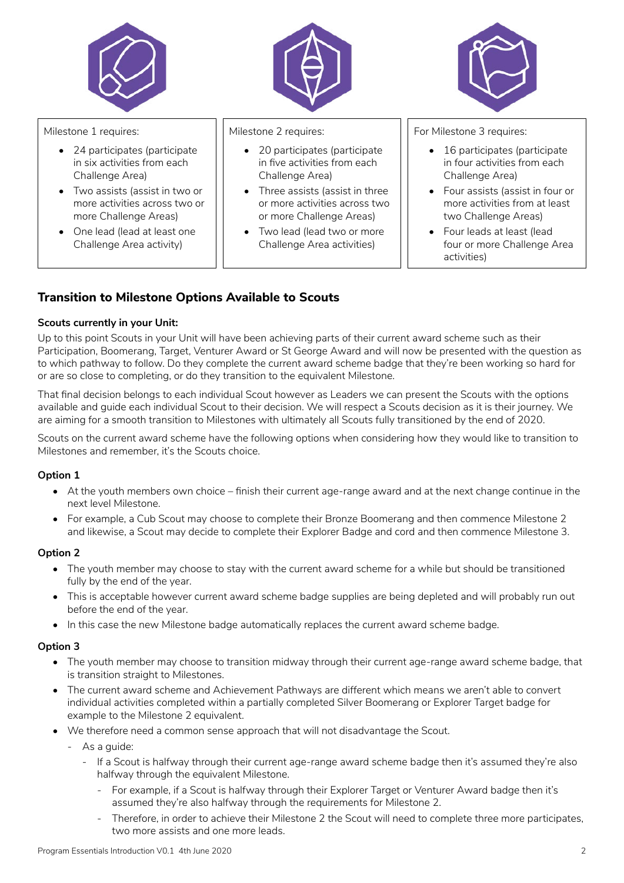| Milestone 1 requires: | Milestone 2 requires: | For Milestone 3 requires: |
| --- | --- | --- |
| • 24 participates (participate in six activities from each Challenge Area) <br> • Two assists (assist in two or more activities across two or more Challenge Areas) <br> • One lead (lead at least one Challenge Area activity) | • 20 participates (participate in five activities from each Challenge Area) <br> • Three assists (assist in three or more activities across two or more Challenge Areas) <br> • Two lead (lead two or more Challenge Area activities) | • 16 participates (participate in four activities from each Challenge Area) <br> • Four assists (assist in four or more activities from at least two Challenge Areas) <br> • Four leads at least (lead four or more Challenge Area activities) |

## Transition to Milestone Options Available to Scouts

**Scouts currently in your Unit:**

Up to this point Scouts in your Unit will have been achieving parts of their current award scheme such as their Participation, Boomerang, Target, Venturer Award or St George Award and will now be presented with the question as to which pathway to follow. Do they complete the current award scheme badge that they're been working so hard for or are so close to completing, or do they transition to the equivalent Milestone.

That final decision belongs to each individual Scout however as Leaders we can present the Scouts with the options available and guide each individual Scout to their decision. We will respect a Scouts decision as it is their journey. We are aiming for a smooth transition to Milestones with ultimately all Scouts fully transitioned by the end of 2020.

Scouts on the current award scheme have the following options when considering how they would like to transition to Milestones and remember, it's the Scouts choice.

**Option 1**

- At the youth members own choice – finish their current age-range award and at the next change continue in the next level Milestone.
- For example, a Cub Scout may choose to complete their Bronze Boomerang and then commence Milestone 2 and likewise, a Scout may decide to complete their Explorer Badge and cord and then commence Milestone 3.

**Option 2**

- The youth member may choose to stay with the current award scheme for a while but should be transitioned fully by the end of the year.
- This is acceptable however current award scheme badge supplies are being depleted and will probably run out before the end of the year.
- In this case the new Milestone badge automatically replaces the current award scheme badge.

**Option 3**

- The youth member may choose to transition midway through their current age-range award scheme badge, that is transition straight to Milestones.
- The current award scheme and Achievement Pathways are different which means we aren't able to convert individual activities completed within a partially completed Silver Boomerang or Explorer Target badge for example to the Milestone 2 equivalent.
- We therefore need a common sense approach that will not disadvantage the Scout.
  - As a guide:
    - If a Scout is halfway through their current age-range award scheme badge then it's assumed they're also halfway through the equivalent Milestone.
      - For example, if a Scout is halfway through their Explorer Target or Venturer Award badge then it's assumed they're also halfway through the requirements for Milestone 2.
      - Therefore, in order to achieve their Milestone 2 the Scout will need to complete three more participates, two more assists and one more leads.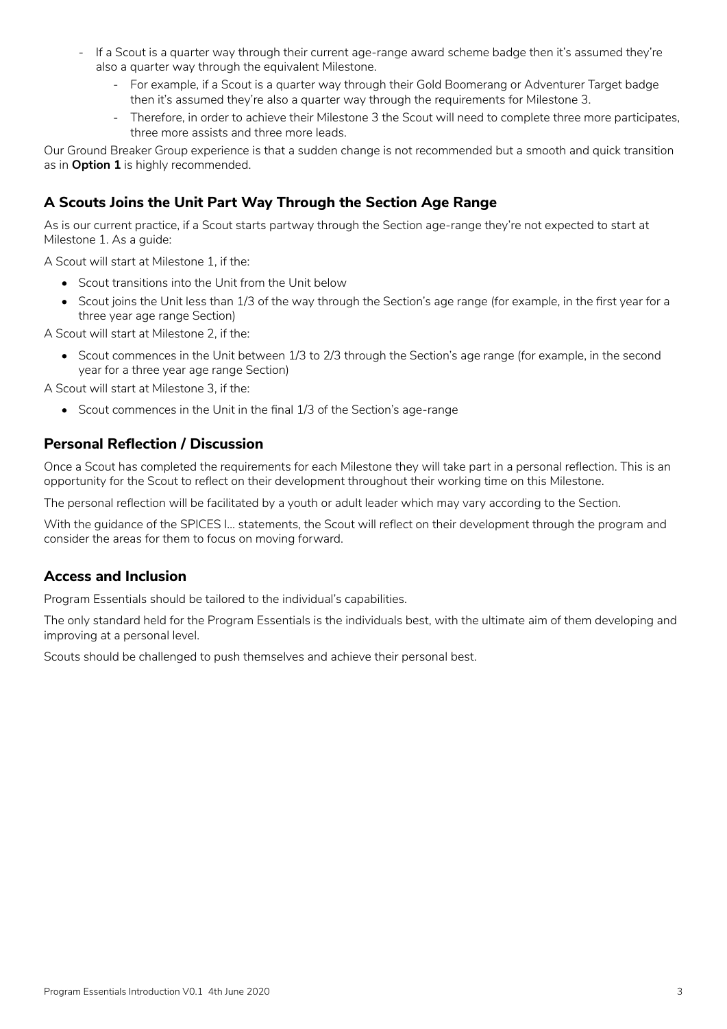- If a Scout is a quarter way through their current age-range award scheme badge then it's assumed they're also a quarter way through the equivalent Milestone.
    - For example, if a Scout is a quarter way through their Gold Boomerang or Adventurer Target badge then it's assumed they're also a quarter way through the requirements for Milestone 3.
    - Therefore, in order to achieve their Milestone 3 the Scout will need to complete three more participates, three more assists and three more leads.

Our Ground Breaker Group experience is that a sudden change is not recommended but a smooth and quick transition as in **Option 1** is highly recommended.

## A Scouts Joins the Unit Part Way Through the Section Age Range

As is our current practice, if a Scout starts partway through the Section age-range they're not expected to start at Milestone 1. As a guide:

A Scout will start at Milestone 1, if the:

- Scout transitions into the Unit from the Unit below
- Scout joins the Unit less than 1/3 of the way through the Section's age range (for example, in the first year for a three year age range Section)

A Scout will start at Milestone 2, if the:

- Scout commences in the Unit between 1/3 to 2/3 through the Section's age range (for example, in the second year for a three year age range Section)

A Scout will start at Milestone 3, if the:

- Scout commences in the Unit in the final 1/3 of the Section's age-range

## Personal Reflection / Discussion

Once a Scout has completed the requirements for each Milestone they will take part in a personal reflection. This is an opportunity for the Scout to reflect on their development throughout their working time on this Milestone.

The personal reflection will be facilitated by a youth or adult leader which may vary according to the Section.

With the guidance of the SPICES I… statements, the Scout will reflect on their development through the program and consider the areas for them to focus on moving forward.

## Access and Inclusion

Program Essentials should be tailored to the individual's capabilities.

The only standard held for the Program Essentials is the individuals best, with the ultimate aim of them developing and improving at a personal level.

Scouts should be challenged to push themselves and achieve their personal best.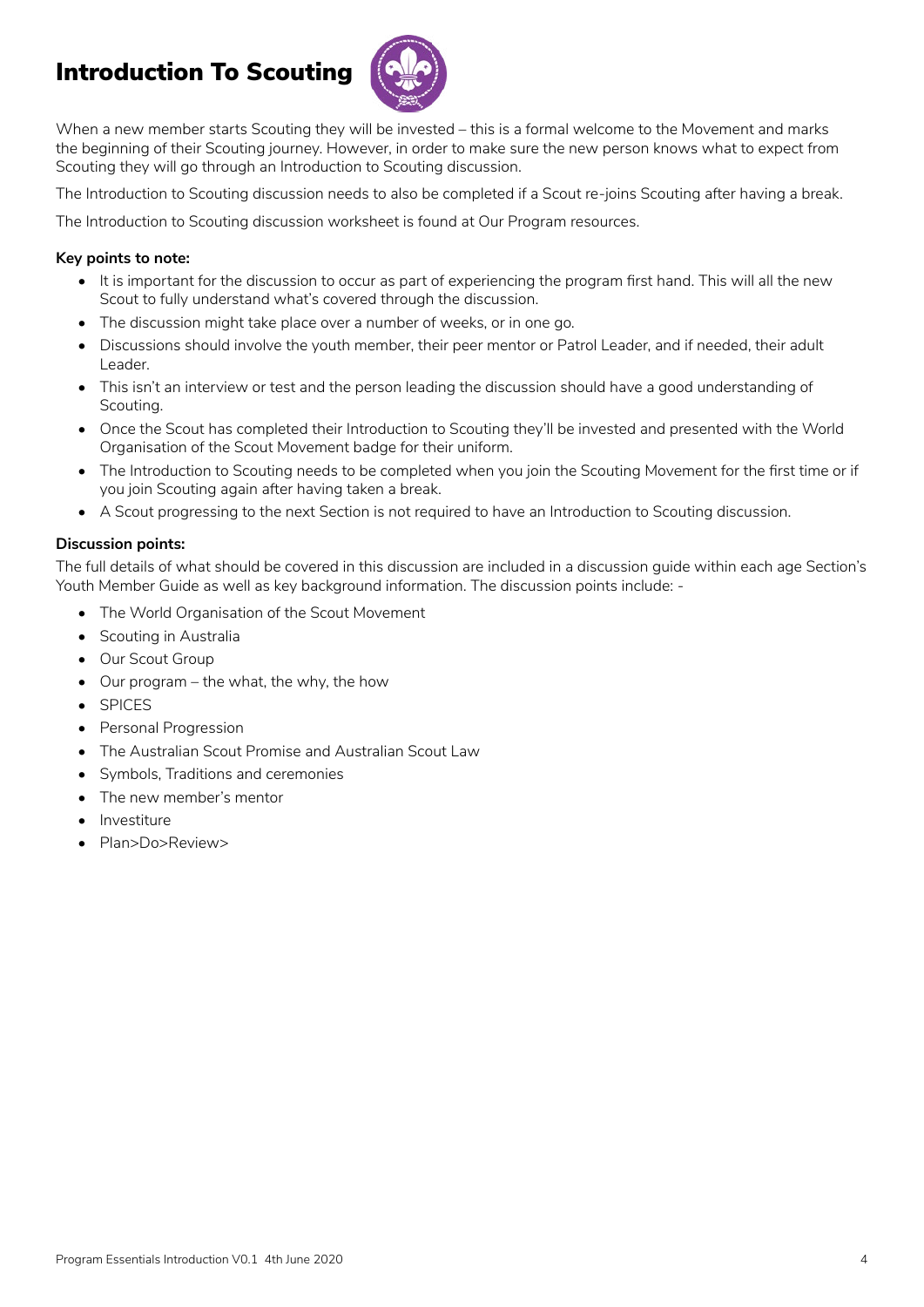# Introduction To Scouting

When a new member starts Scouting they will be invested – this is a formal welcome to the Movement and marks the beginning of their Scouting journey. However, in order to make sure the new person knows what to expect from Scouting they will go through an Introduction to Scouting discussion.

The Introduction to Scouting discussion needs to also be completed if a Scout re-joins Scouting after having a break.

The Introduction to Scouting discussion worksheet is found at Our Program resources.

**Key points to note:**

- It is important for the discussion to occur as part of experiencing the program first hand. This will all the new Scout to fully understand what's covered through the discussion.
- The discussion might take place over a number of weeks, or in one go.
- Discussions should involve the youth member, their peer mentor or Patrol Leader, and if needed, their adult Leader.
- This isn't an interview or test and the person leading the discussion should have a good understanding of Scouting.
- Once the Scout has completed their Introduction to Scouting they'll be invested and presented with the World Organisation of the Scout Movement badge for their uniform.
- The Introduction to Scouting needs to be completed when you join the Scouting Movement for the first time or if you join Scouting again after having taken a break.
- A Scout progressing to the next Section is not required to have an Introduction to Scouting discussion.

**Discussion points:**

The full details of what should be covered in this discussion are included in a discussion guide within each age Section's Youth Member Guide as well as key background information. The discussion points include: -

- The World Organisation of the Scout Movement
- Scouting in Australia
- Our Scout Group
- Our program – the what, the why, the how
- SPICES
- Personal Progression
- The Australian Scout Promise and Australian Scout Law
- Symbols, Traditions and ceremonies
- The new member's mentor
- Investiture
- Plan>Do>Review>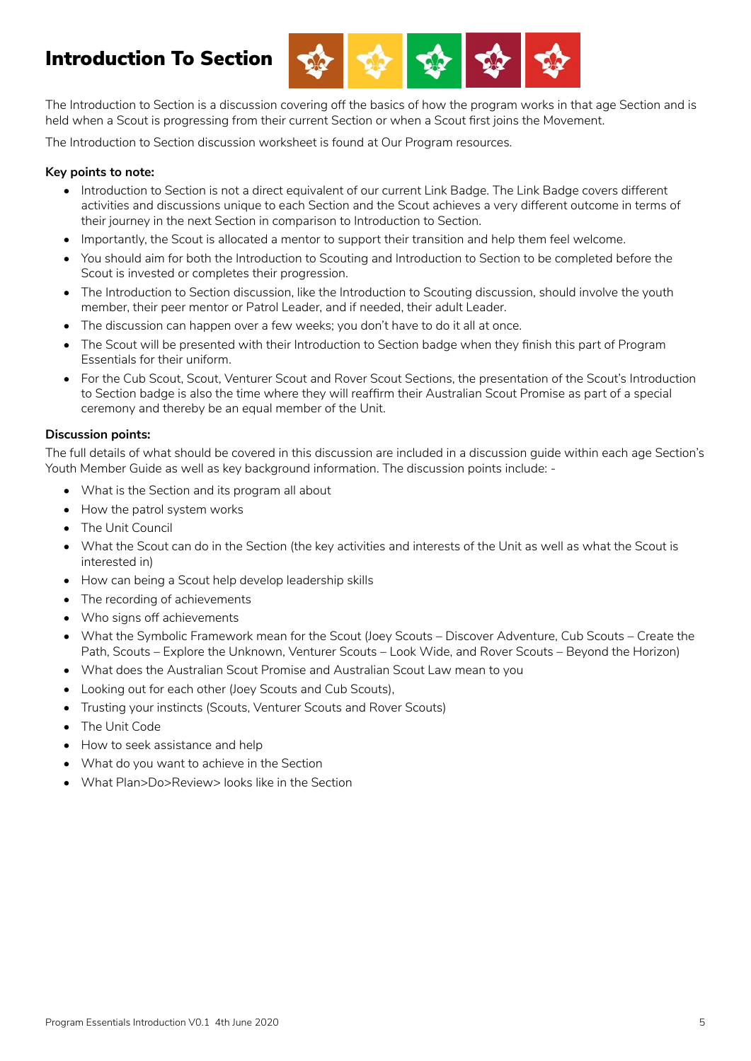# Introduction To Section

The Introduction to Section is a discussion covering off the basics of how the program works in that age Section and is held when a Scout is progressing from their current Section or when a Scout first joins the Movement.

The Introduction to Section discussion worksheet is found at Our Program resources.

**Key points to note:**

- Introduction to Section is not a direct equivalent of our current Link Badge. The Link Badge covers different activities and discussions unique to each Section and the Scout achieves a very different outcome in terms of their journey in the next Section in comparison to Introduction to Section.
- Importantly, the Scout is allocated a mentor to support their transition and help them feel welcome.
- You should aim for both the Introduction to Scouting and Introduction to Section to be completed before the Scout is invested or completes their progression.
- The Introduction to Section discussion, like the Introduction to Scouting discussion, should involve the youth member, their peer mentor or Patrol Leader, and if needed, their adult Leader.
- The discussion can happen over a few weeks; you don't have to do it all at once.
- The Scout will be presented with their Introduction to Section badge when they finish this part of Program Essentials for their uniform.
- For the Cub Scout, Scout, Venturer Scout and Rover Scout Sections, the presentation of the Scout's Introduction to Section badge is also the time where they will reaffirm their Australian Scout Promise as part of a special ceremony and thereby be an equal member of the Unit.

**Discussion points:**

The full details of what should be covered in this discussion are included in a discussion guide within each age Section's Youth Member Guide as well as key background information. The discussion points include: -

- What is the Section and its program all about
- How the patrol system works
- The Unit Council
- What the Scout can do in the Section (the key activities and interests of the Unit as well as what the Scout is interested in)
- How can being a Scout help develop leadership skills
- The recording of achievements
- Who signs off achievements
- What the Symbolic Framework mean for the Scout (Joey Scouts – Discover Adventure, Cub Scouts – Create the Path, Scouts – Explore the Unknown, Venturer Scouts – Look Wide, and Rover Scouts – Beyond the Horizon)
- What does the Australian Scout Promise and Australian Scout Law mean to you
- Looking out for each other (Joey Scouts and Cub Scouts),
- Trusting your instincts (Scouts, Venturer Scouts and Rover Scouts)
- The Unit Code
- How to seek assistance and help
- What do you want to achieve in the Section
- What Plan>Do>Review> looks like in the Section